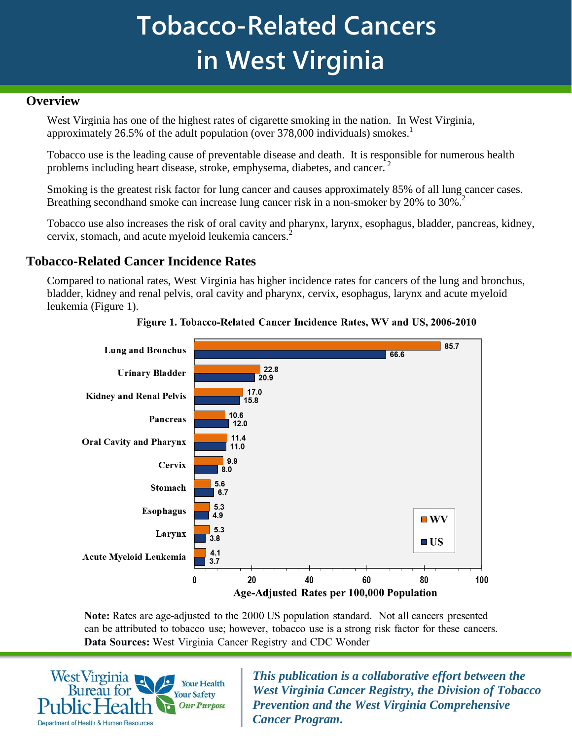# Tobacco-Related Cancers in West Virginia

## Overview

West Virginia has one of the highest rates of cigarette smoking in the nation. In West Virginia, approximately 26.5% of the adult population (over 378,000 individuals) smokes.[1]

Tobacco use is the leading cause of preventable disease and death. It is responsible for numerous health problems including heart disease, stroke, emphysema, diabetes, and cancer.[2]

Smoking is the greatest risk factor for lung cancer and causes approximately 85% of all lung cancer cases. Breathing secondhand smoke can increase lung cancer risk in a non-smoker by 20% to 30%.[2]

Tobacco use also increases the risk of oral cavity and pharynx, larynx, esophagus, bladder, pancreas, kidney, cervix, stomach, and acute myeloid leukemia cancers.[2]

## Tobacco-Related Cancer Incidence Rates

Compared to national rates, West Virginia has higher incidence rates for cancers of the lung and bronchus, bladder, kidney and renal pelvis, oral cavity and pharynx, cervix, esophagus, larynx and acute myeloid leukemia (Figure 1).

**Figure 1. Tobacco-Related Cancer Incidence Rates, WV and US, 2006-2010**

| Cancer Site | WV | US |
|---|---|---|
| Lung and Bronchus | 85.7 | 66.6 |
| Urinary Bladder | 22.8 | 20.9 |
| Kidney and Renal Pelvis | 17.0 | 15.8 |
| Pancreas | 10.6 | 12.0 |
| Oral Cavity and Pharynx | 11.4 | 11.0 |
| Cervix | 9.9 | 8.0 |
| Stomach | 5.6 | 6.7 |
| Esophagus | 5.3 | 4.9 |
| Larynx | 5.3 | 3.8 |
| Acute Myeloid Leukemia | 4.1 | 3.7 |

Age-Adjusted Rates per 100,000 Population

**Note:** Rates are age-adjusted to the 2000 US population standard. Not all cancers presented can be attributed to tobacco use; however, tobacco use is a strong risk factor for these cancers.
**Data Sources:** West Virginia Cancer Registry and CDC Wonder

West Virginia Bureau for Public Health — Department of Health & Human Resources — Your Health Your Safety Our Purpose

***This publication is a collaborative effort between the West Virginia Cancer Registry, the Division of Tobacco Prevention and the West Virginia Comprehensive Cancer Program.***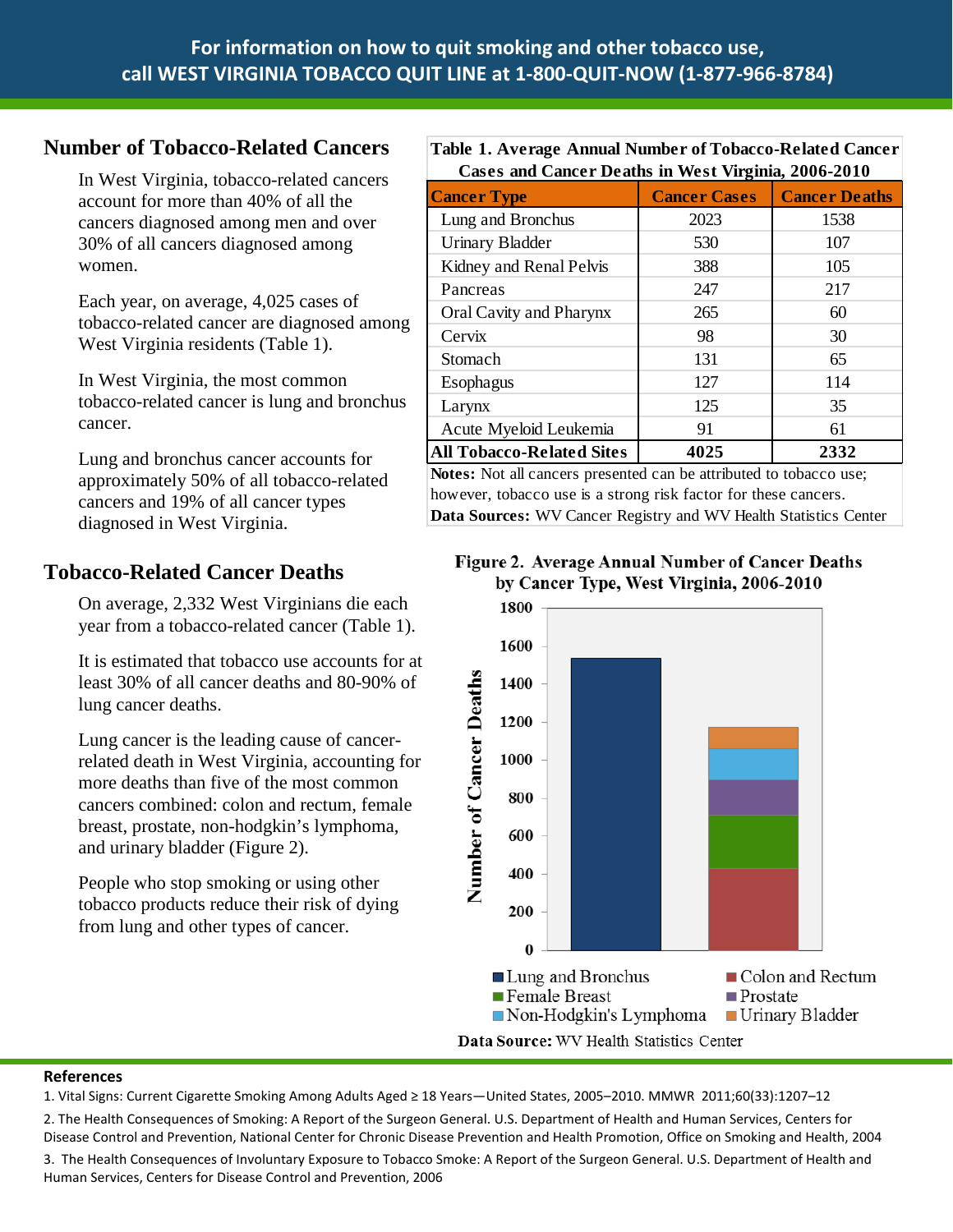For information on how to quit smoking and other tobacco use, call WEST VIRGINIA TOBACCO QUIT LINE at 1-800-QUIT-NOW (1-877-966-8784)

## Number of Tobacco-Related Cancers

In West Virginia, tobacco-related cancers account for more than 40% of all the cancers diagnosed among men and over 30% of all cancers diagnosed among women.

Each year, on average, 4,025 cases of tobacco-related cancer are diagnosed among West Virginia residents (Table 1).

In West Virginia, the most common tobacco-related cancer is lung and bronchus cancer.

Lung and bronchus cancer accounts for approximately 50% of all tobacco-related cancers and 19% of all cancer types diagnosed in West Virginia.

## Tobacco-Related Cancer Deaths

On average, 2,332 West Virginians die each year from a tobacco-related cancer (Table 1).

It is estimated that tobacco use accounts for at least 30% of all cancer deaths and 80-90% of lung cancer deaths.

Lung cancer is the leading cause of cancer-related death in West Virginia, accounting for more deaths than five of the most common cancers combined: colon and rectum, female breast, prostate, non-hodgkin's lymphoma, and urinary bladder (Figure 2).

People who stop smoking or using other tobacco products reduce their risk of dying from lung and other types of cancer.

**Table 1. Average Annual Number of Tobacco-Related Cancer Cases and Cancer Deaths in West Virginia, 2006-2010**

| Cancer Type | Cancer Cases | Cancer Deaths |
|---|---|---|
| Lung and Bronchus | 2023 | 1538 |
| Urinary Bladder | 530 | 107 |
| Kidney and Renal Pelvis | 388 | 105 |
| Pancreas | 247 | 217 |
| Oral Cavity and Pharynx | 265 | 60 |
| Cervix | 98 | 30 |
| Stomach | 131 | 65 |
| Esophagus | 127 | 114 |
| Larynx | 125 | 35 |
| Acute Myeloid Leukemia | 91 | 61 |
| **All Tobacco-Related Sites** | **4025** | **2332** |

**Notes:** Not all cancers presented can be attributed to tobacco use; however, tobacco use is a strong risk factor for these cancers.
**Data Sources:** WV Cancer Registry and WV Health Statistics Center

**Figure 2. Average Annual Number of Cancer Deaths by Cancer Type, West Virginia, 2006-2010**

Number of Cancer Deaths

0
200
400
600
800
1000
1200
1400
1600
1800

Lung and Bronchus
Colon and Rectum
Female Breast
Prostate
Non-Hodgkin's Lymphoma
Urinary Bladder

**Data Source:** WV Health Statistics Center

### References

1. Vital Signs: Current Cigarette Smoking Among Adults Aged ≥ 18 Years—United States, 2005–2010. MMWR 2011;60(33):1207–12
2. The Health Consequences of Smoking: A Report of the Surgeon General. U.S. Department of Health and Human Services, Centers for Disease Control and Prevention, National Center for Chronic Disease Prevention and Health Promotion, Office on Smoking and Health, 2004
3. The Health Consequences of Involuntary Exposure to Tobacco Smoke: A Report of the Surgeon General. U.S. Department of Health and Human Services, Centers for Disease Control and Prevention, 2006